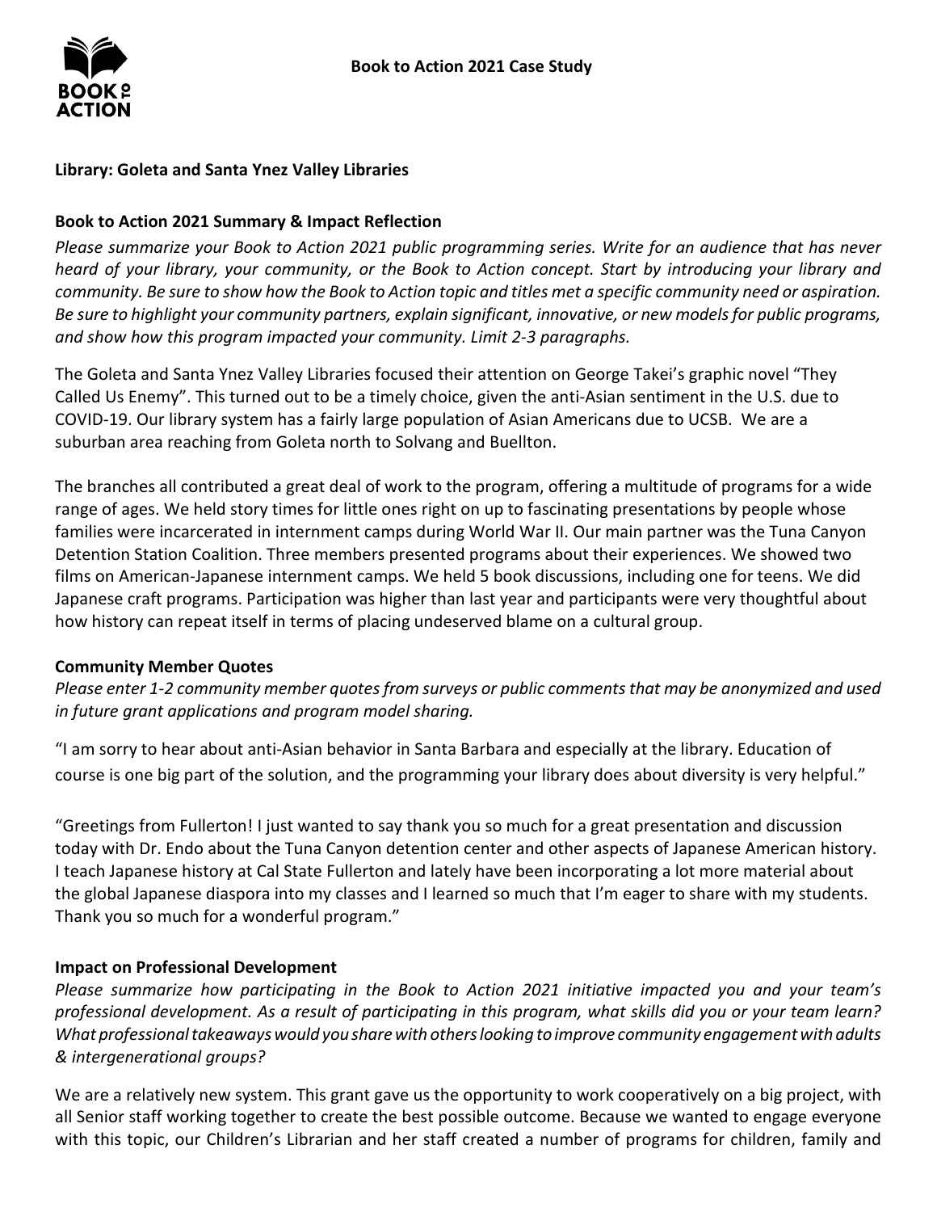# Book to Action 2021 Case Study

**Library: Goleta and Santa Ynez Valley Libraries**

**Book to Action 2021 Summary & Impact Reflection**

*Please summarize your Book to Action 2021 public programming series. Write for an audience that has never heard of your library, your community, or the Book to Action concept. Start by introducing your library and community. Be sure to show how the Book to Action topic and titles met a specific community need or aspiration. Be sure to highlight your community partners, explain significant, innovative, or new models for public programs, and show how this program impacted your community. Limit 2-3 paragraphs.*

The Goleta and Santa Ynez Valley Libraries focused their attention on George Takei's graphic novel "They Called Us Enemy". This turned out to be a timely choice, given the anti-Asian sentiment in the U.S. due to COVID-19. Our library system has a fairly large population of Asian Americans due to UCSB. We are a suburban area reaching from Goleta north to Solvang and Buellton.

The branches all contributed a great deal of work to the program, offering a multitude of programs for a wide range of ages. We held story times for little ones right on up to fascinating presentations by people whose families were incarcerated in internment camps during World War II. Our main partner was the Tuna Canyon Detention Station Coalition. Three members presented programs about their experiences. We showed two films on American-Japanese internment camps. We held 5 book discussions, including one for teens. We did Japanese craft programs. Participation was higher than last year and participants were very thoughtful about how history can repeat itself in terms of placing undeserved blame on a cultural group.

**Community Member Quotes**

*Please enter 1-2 community member quotes from surveys or public comments that may be anonymized and used in future grant applications and program model sharing.*

"I am sorry to hear about anti-Asian behavior in Santa Barbara and especially at the library. Education of course is one big part of the solution, and the programming your library does about diversity is very helpful."

"Greetings from Fullerton! I just wanted to say thank you so much for a great presentation and discussion today with Dr. Endo about the Tuna Canyon detention center and other aspects of Japanese American history. I teach Japanese history at Cal State Fullerton and lately have been incorporating a lot more material about the global Japanese diaspora into my classes and I learned so much that I'm eager to share with my students. Thank you so much for a wonderful program."

**Impact on Professional Development**

*Please summarize how participating in the Book to Action 2021 initiative impacted you and your team's professional development. As a result of participating in this program, what skills did you or your team learn? What professional takeaways would you share with others looking to improve community engagement with adults & intergenerational groups?*

We are a relatively new system. This grant gave us the opportunity to work cooperatively on a big project, with all Senior staff working together to create the best possible outcome. Because we wanted to engage everyone with this topic, our Children's Librarian and her staff created a number of programs for children, family and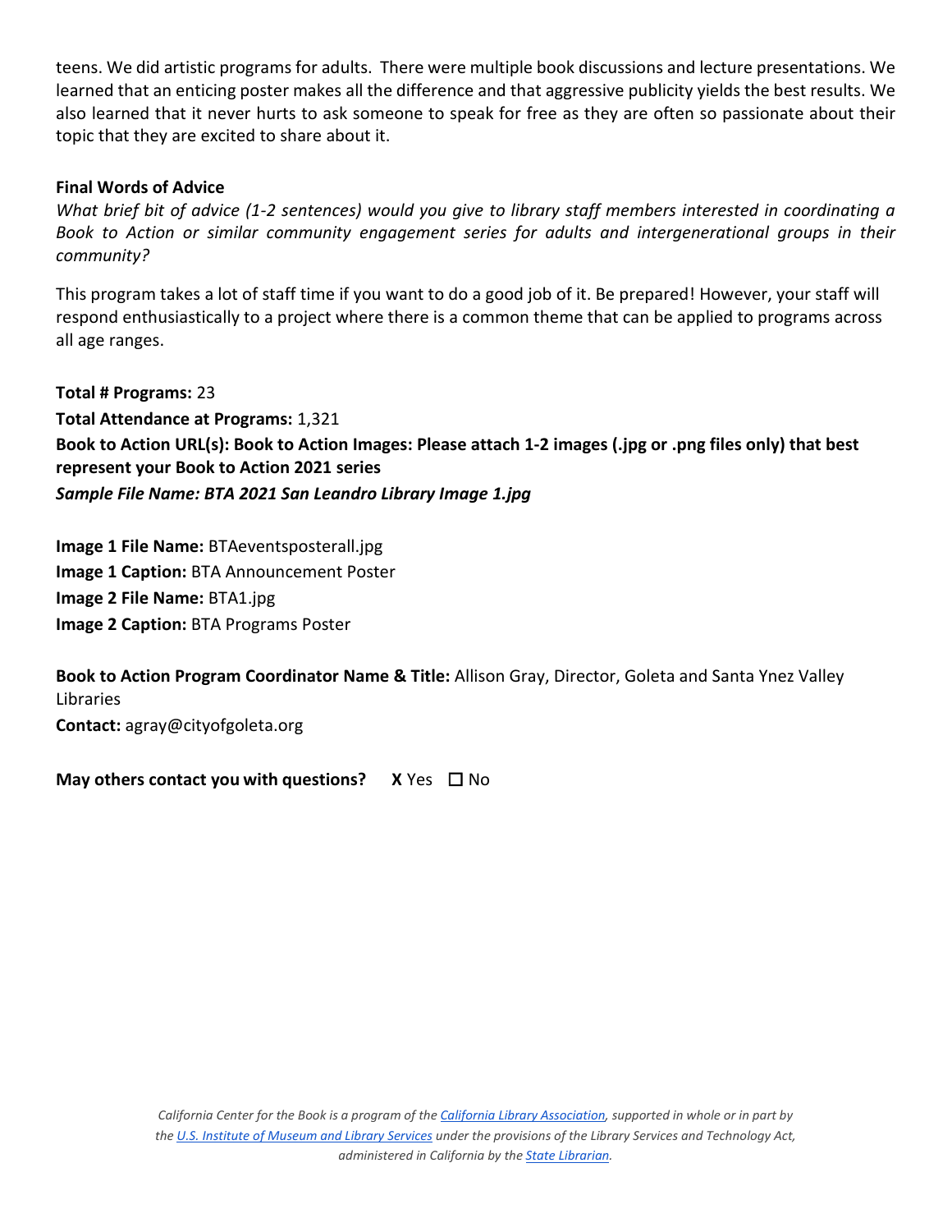teens. We did artistic programs for adults. There were multiple book discussions and lecture presentations. We learned that an enticing poster makes all the difference and that aggressive publicity yields the best results. We also learned that it never hurts to ask someone to speak for free as they are often so passionate about their topic that they are excited to share about it.

**Final Words of Advice**

*What brief bit of advice (1-2 sentences) would you give to library staff members interested in coordinating a Book to Action or similar community engagement series for adults and intergenerational groups in their community?*

This program takes a lot of staff time if you want to do a good job of it. Be prepared! However, your staff will respond enthusiastically to a project where there is a common theme that can be applied to programs across all age ranges.

**Total # Programs:** 23

**Total Attendance at Programs:** 1,321

**Book to Action URL(s): Book to Action Images: Please attach 1-2 images (.jpg or .png files only) that best represent your Book to Action 2021 series**

***Sample File Name: BTA 2021 San Leandro Library Image 1.jpg***

**Image 1 File Name:** BTAeventsposterall.jpg

**Image 1 Caption:** BTA Announcement Poster

**Image 2 File Name:** BTA1.jpg

**Image 2 Caption:** BTA Programs Poster

**Book to Action Program Coordinator Name & Title:** Allison Gray, Director, Goleta and Santa Ynez Valley Libraries

**Contact:** agray@cityofgoleta.org

**May others contact you with questions?** **X** Yes ☐ No

*California Center for the Book is a program of the California Library Association, supported in whole or in part by the U.S. Institute of Museum and Library Services under the provisions of the Library Services and Technology Act, administered in California by the State Librarian.*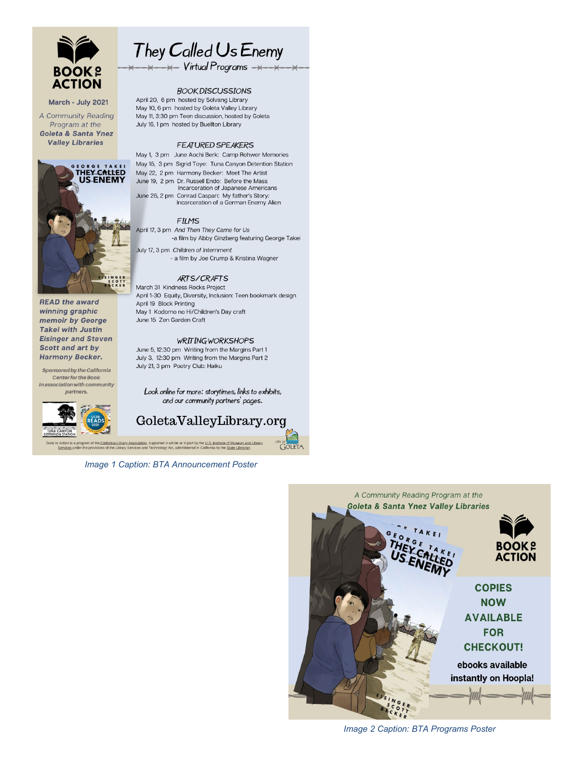# They Called Us Enemy

## Virtual Programs

**BOOK TO ACTION**

**March - July 2021**

*A Community Reading Program at the* ***Goleta & Santa Ynez Valley Libraries***

### BOOK DISCUSSIONS

April 20, 6 pm hosted by Solvang Library
May 10, 6 pm hosted by Goleta Valley Library
May 11, 3:30 pm Teen discussion, hosted by Goleta
July 16, 1 pm hosted by Buellton Library

### FEATURED SPEAKERS

May 1, 3 pm June Aochi Berk: Camp Rohwer Memories
May 15, 3 pm Sigrid Toye: Tuna Canyon Detention Station
May 22, 2 pm Harmony Becker: Meet The Artist
June 19, 2 pm Dr. Russell Endo: Before the Mass Incarceration of Japanese Americans
June 26, 2 pm Conrad Caspari: My father's Story: Incarceration of a German Enemy Alien

### FILMS

April 17, 3 pm *And Then They Came for Us* -a film by Abby Ginzberg featuring George Takei

July 17, 3 pm *Children of Internment* - a film by Joe Crump & Kristina Wagner

### ARTS/CRAFTS

March 31 Kindness Rocks Project
April 1-30 Equity, Diversity, Inclusion: Teen bookmark design
April 19 Block Printing
May 1 Kodomo no Hi/Children's Day craft
June 15 Zen Garden Craft

### WRITING WORKSHOPS

June 5, 12:30 pm Writing from the Margins Part 1
July 3, 12:30 pm Writing from the Margins Part 2
July 21, 3 pm Poetry Club: Haiku

***READ the award winning graphic memoir by George Takei with Justin Eisinger and Steven Scott and art by Harmony Becker.***

*Sponsored by the California Center for the Book in association with community partners.*

*Look online for more: storytimes, links to exhibits, and our community partners' pages.*

**GoletaValleyLibrary.org**

Book to Action is a program of the California Library Association, supported in whole or in part by the U.S. Institute of Museum and Library Services under the provisions of the Library Services and Technology Act, administered in California by the State Librarian.

*Image 1 Caption: BTA Announcement Poster*

*A Community Reading Program at the* ***Goleta & Santa Ynez Valley Libraries***

**BOOK TO ACTION**

**COPIES NOW AVAILABLE FOR CHECKOUT!**

**ebooks available instantly on Hoopla!**

*Image 2 Caption: BTA Programs Poster*